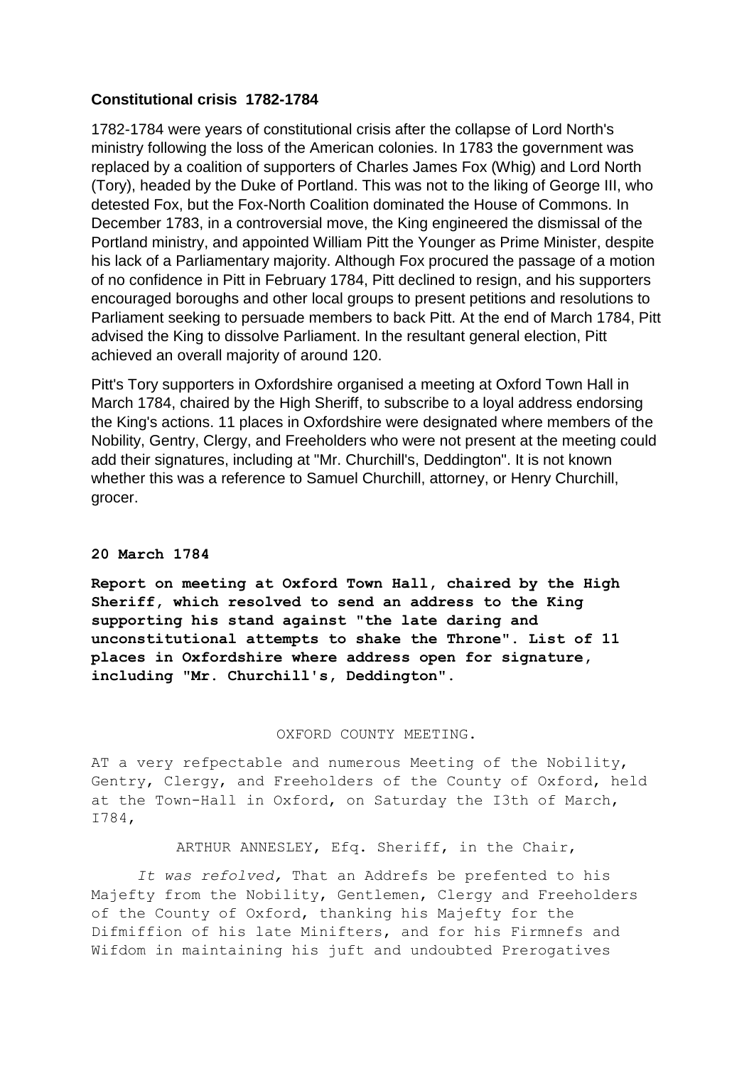**Constitutional crisis 1782-1784**

1782-1784 were years of constitutional crisis after the collapse of Lord North's ministry following the loss of the American colonies. In 1783 the government was replaced by a coalition of supporters of Charles James Fox (Whig) and Lord North (Tory), headed by the Duke of Portland. This was not to the liking of George III, who detested Fox, but the Fox-North Coalition dominated the House of Commons. In December 1783, in a controversial move, the King engineered the dismissal of the Portland ministry, and appointed William Pitt the Younger as Prime Minister, despite his lack of a Parliamentary majority. Although Fox procured the passage of a motion of no confidence in Pitt in February 1784, Pitt declined to resign, and his supporters encouraged boroughs and other local groups to present petitions and resolutions to Parliament seeking to persuade members to back Pitt. At the end of March 1784, Pitt advised the King to dissolve Parliament. In the resultant general election, Pitt achieved an overall majority of around 120.

Pitt's Tory supporters in Oxfordshire organised a meeting at Oxford Town Hall in March 1784, chaired by the High Sheriff, to subscribe to a loyal address endorsing the King's actions. 11 places in Oxfordshire were designated where members of the Nobility, Gentry, Clergy, and Freeholders who were not present at the meeting could add their signatures, including at "Mr. Churchill's, Deddington". It is not known whether this was a reference to Samuel Churchill, attorney, or Henry Churchill, grocer.

**20 March 1784**

**Report on meeting at Oxford Town Hall, chaired by the High Sheriff, which resolved to send an address to the King supporting his stand against "the late daring and unconstitutional attempts to shake the Throne". List of 11 places in Oxfordshire where address open for signature, including "Mr. Churchill's, Deddington".**

OXFORD COUNTY MEETING.

AT a very refpectable and numerous Meeting of the Nobility, Gentry, Clergy, and Freeholders of the County of Oxford, held at the Town-Hall in Oxford, on Saturday the I3th of March, I784,

ARTHUR ANNESLEY, Efq. Sheriff, in the Chair,

*It was refolved,* That an Addrefs be prefented to his Majefty from the Nobility, Gentlemen, Clergy and Freeholders of the County of Oxford, thanking his Majefty for the Difmiffion of his late Minifters, and for his Firmnefs and Wifdom in maintaining his juft and undoubted Prerogatives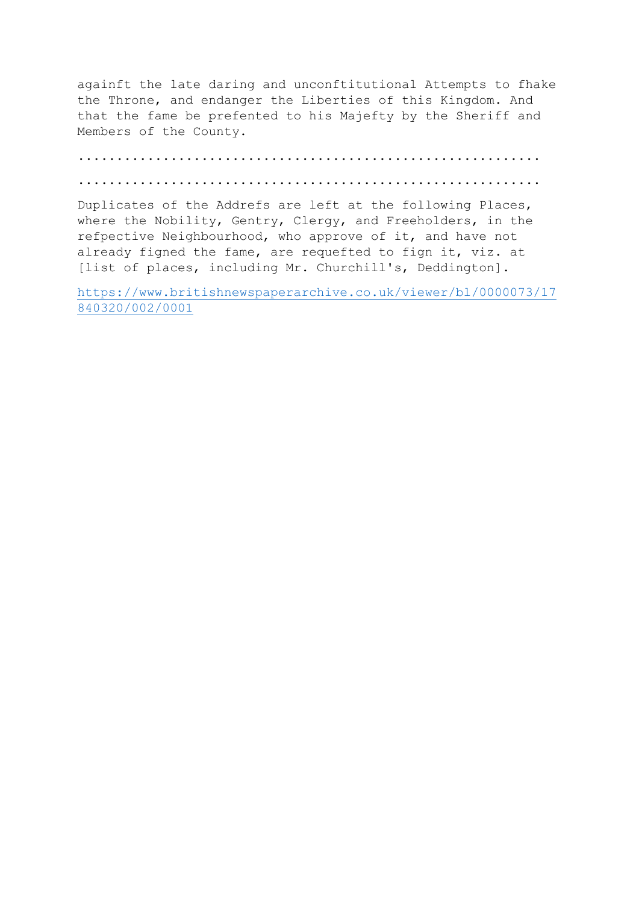againft the late daring and unconftitutional Attempts to fhake the Throne, and endanger the Liberties of this Kingdom. And that the fame be prefented to his Majefty by the Sheriff and Members of the County.

..........................................................

..........................................................

Duplicates of the Addrefs are left at the following Places, where the Nobility, Gentry, Clergy, and Freeholders, in the refpective Neighbourhood, who approve of it, and have not already figned the fame, are requefted to fign it, viz. at [list of places, including Mr. Churchill's, Deddington].

https://www.britishnewspaperarchive.co.uk/viewer/bl/0000073/17840320/002/0001